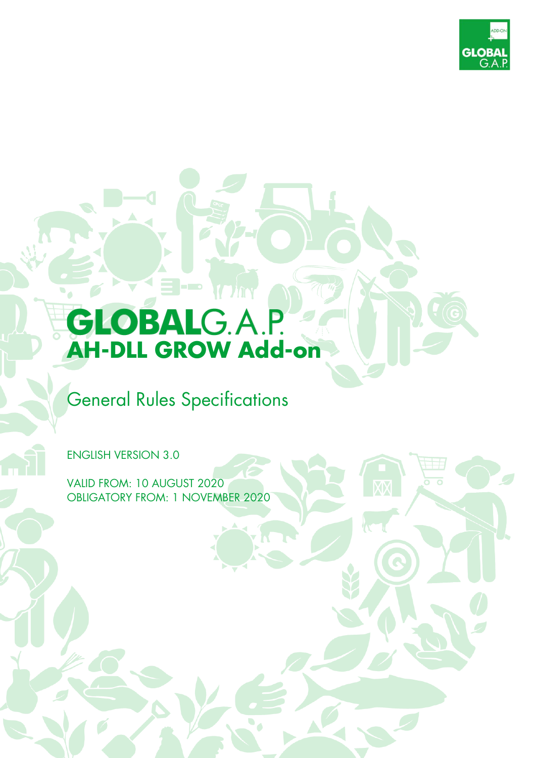# GLOBALG.A.P.

## AH-DLL GROW Add-on

General Rules Specifications

ENGLISH VERSION 3.0

VALID FROM: 10 AUGUST 2020
OBLIGATORY FROM: 1 NOVEMBER 2020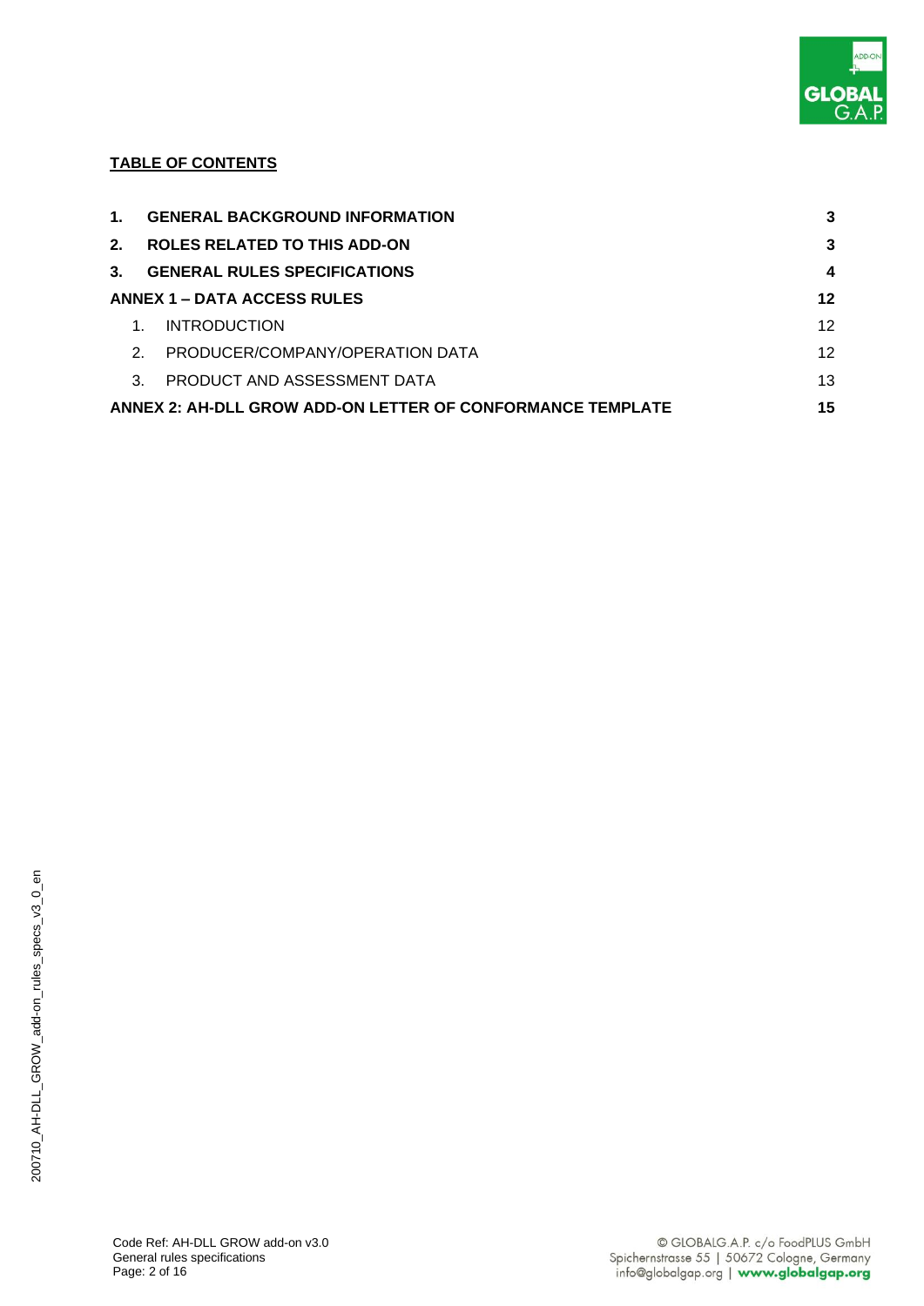**TABLE OF CONTENTS**

| | |
|---|---|
| **1. GENERAL BACKGROUND INFORMATION** | **3** |
| **2. ROLES RELATED TO THIS ADD-ON** | **3** |
| **3. GENERAL RULES SPECIFICATIONS** | **4** |
| **ANNEX 1 – DATA ACCESS RULES** | **12** |
| 1. INTRODUCTION | 12 |
| 2. PRODUCER/COMPANY/OPERATION DATA | 12 |
| 3. PRODUCT AND ASSESSMENT DATA | 13 |
| **ANNEX 2: AH-DLL GROW ADD-ON LETTER OF CONFORMANCE TEMPLATE** | **15** |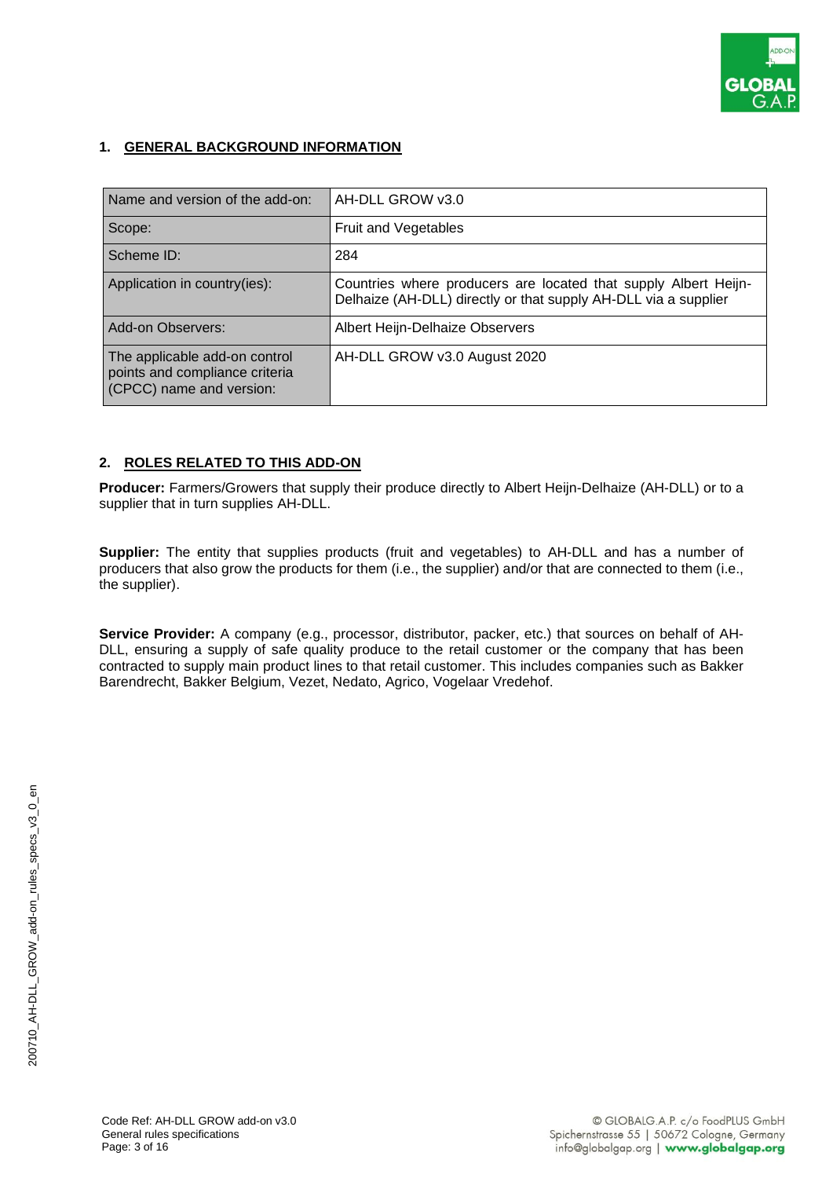## 1. GENERAL BACKGROUND INFORMATION

| Name and version of the add-on: | AH-DLL GROW v3.0 |
|---|---|
| Scope: | Fruit and Vegetables |
| Scheme ID: | 284 |
| Application in country(ies): | Countries where producers are located that supply Albert Heijn-Delhaize (AH-DLL) directly or that supply AH-DLL via a supplier |
| Add-on Observers: | Albert Heijn-Delhaize Observers |
| The applicable add-on control points and compliance criteria (CPCC) name and version: | AH-DLL GROW v3.0 August 2020 |

## 2. ROLES RELATED TO THIS ADD-ON

**Producer:** Farmers/Growers that supply their produce directly to Albert Heijn-Delhaize (AH-DLL) or to a supplier that in turn supplies AH-DLL.

**Supplier:** The entity that supplies products (fruit and vegetables) to AH-DLL and has a number of producers that also grow the products for them (i.e., the supplier) and/or that are connected to them (i.e., the supplier).

**Service Provider:** A company (e.g., processor, distributor, packer, etc.) that sources on behalf of AH-DLL, ensuring a supply of safe quality produce to the retail customer or the company that has been contracted to supply main product lines to that retail customer. This includes companies such as Bakker Barendrecht, Bakker Belgium, Vezet, Nedato, Agrico, Vogelaar Vredehof.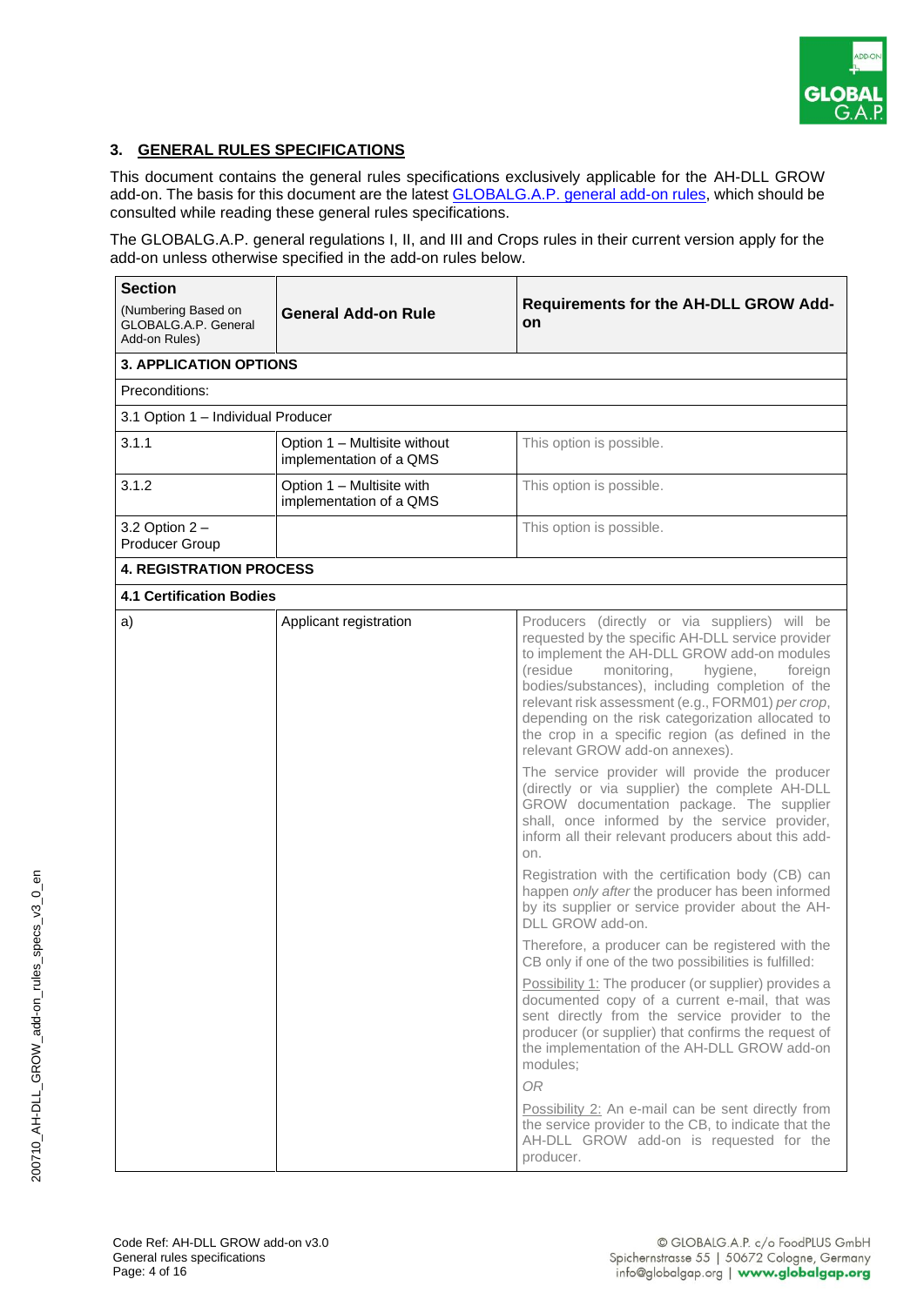## 3. GENERAL RULES SPECIFICATIONS

This document contains the general rules specifications exclusively applicable for the AH-DLL GROW add-on. The basis for this document are the latest GLOBALG.A.P. general add-on rules, which should be consulted while reading these general rules specifications.

The GLOBALG.A.P. general regulations I, II, and III and Crops rules in their current version apply for the add-on unless otherwise specified in the add-on rules below.

| **Section** (Numbering Based on GLOBALG.A.P. General Add-on Rules) | **General Add-on Rule** | **Requirements for the AH-DLL GROW Add-on** |
|---|---|---|
| **3. APPLICATION OPTIONS** | | |
| Preconditions: | | |
| 3.1 Option 1 – Individual Producer | | |
| 3.1.1 | Option 1 – Multisite without implementation of a QMS | This option is possible. |
| 3.1.2 | Option 1 – Multisite with implementation of a QMS | This option is possible. |
| 3.2 Option 2 – Producer Group | | This option is possible. |
| **4. REGISTRATION PROCESS** | | |
| **4.1 Certification Bodies** | | |
| a) | Applicant registration | Producers (directly or via suppliers) will be requested by the specific AH-DLL service provider to implement the AH-DLL GROW add-on modules (residue monitoring, hygiene, foreign bodies/substances), including completion of the relevant risk assessment (e.g., FORM01) *per crop*, depending on the risk categorization allocated to the crop in a specific region (as defined in the relevant GROW add-on annexes).<br><br>The service provider will provide the producer (directly or via supplier) the complete AH-DLL GROW documentation package. The supplier shall, once informed by the service provider, inform all their relevant producers about this add-on.<br><br>Registration with the certification body (CB) can happen *only after* the producer has been informed by its supplier or service provider about the AH-DLL GROW add-on.<br><br>Therefore, a producer can be registered with the CB only if one of the two possibilities is fulfilled:<br><br>Possibility 1: The producer (or supplier) provides a documented copy of a current e-mail, that was sent directly from the service provider to the producer (or supplier) that confirms the request of the implementation of the AH-DLL GROW add-on modules;<br><br>*OR*<br><br>Possibility 2: An e-mail can be sent directly from the service provider to the CB, to indicate that the AH-DLL GROW add-on is requested for the producer. |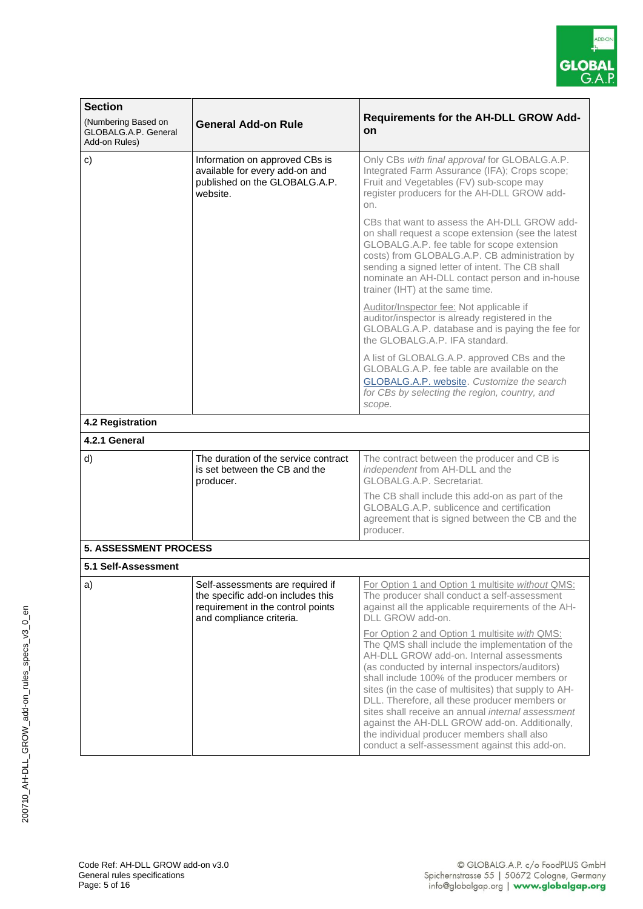| **Section** (Numbering Based on GLOBALG.A.P. General Add-on Rules) | **General Add-on Rule** | **Requirements for the AH-DLL GROW Add-on** |
|---|---|---|
| c) | Information on approved CBs is available for every add-on and published on the GLOBALG.A.P. website. | Only CBs *with final approval* for GLOBALG.A.P. Integrated Farm Assurance (IFA); Crops scope; Fruit and Vegetables (FV) sub-scope may register producers for the AH-DLL GROW add-on.<br><br>CBs that want to assess the AH-DLL GROW add-on shall request a scope extension (see the latest GLOBALG.A.P. fee table for scope extension costs) from GLOBALG.A.P. CB administration by sending a signed letter of intent. The CB shall nominate an AH-DLL contact person and in-house trainer (IHT) at the same time.<br><br>Auditor/Inspector fee: Not applicable if auditor/inspector is already registered in the GLOBALG.A.P. database and is paying the fee for the GLOBALG.A.P. IFA standard.<br><br>A list of GLOBALG.A.P. approved CBs and the GLOBALG.A.P. fee table are available on the GLOBALG.A.P. website. *Customize the search for CBs by selecting the region, country, and scope.* |
| **4.2 Registration** | | |
| **4.2.1 General** | | |
| d) | The duration of the service contract is set between the CB and the producer. | The contract between the producer and CB is *independent* from AH-DLL and the GLOBALG.A.P. Secretariat.<br><br>The CB shall include this add-on as part of the GLOBALG.A.P. sublicence and certification agreement that is signed between the CB and the producer. |
| **5. ASSESSMENT PROCESS** | | |
| **5.1 Self-Assessment** | | |
| a) | Self-assessments are required if the specific add-on includes this requirement in the control points and compliance criteria. | For Option 1 and Option 1 multisite *without* QMS: The producer shall conduct a self-assessment against all the applicable requirements of the AH-DLL GROW add-on.<br><br>For Option 2 and Option 1 multisite *with* QMS: The QMS shall include the implementation of the AH-DLL GROW add-on. Internal assessments (as conducted by internal inspectors/auditors) shall include 100% of the producer members or sites (in the case of multisites) that supply to AH-DLL. Therefore, all these producer members or sites shall receive an annual *internal assessment* against the AH-DLL GROW add-on. Additionally, the individual producer members shall also conduct a self-assessment against this add-on. |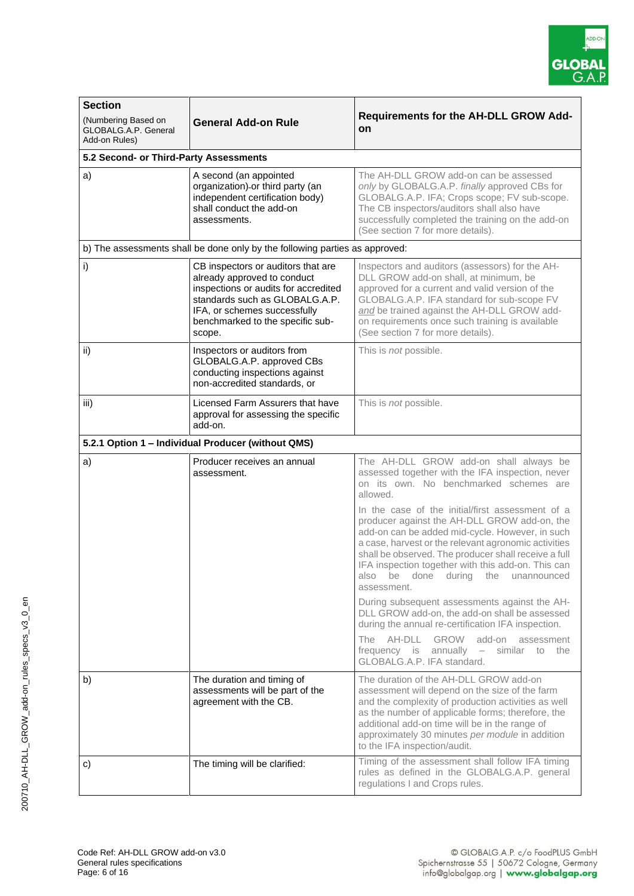| **Section** (Numbering Based on GLOBALG.A.P. General Add-on Rules) | **General Add-on Rule** | **Requirements for the AH-DLL GROW Add-on** |
|---|---|---|
| **5.2 Second- or Third-Party Assessments** | | |
| a) | A second (an appointed organization)-or third party (an independent certification body) shall conduct the add-on assessments. | The AH-DLL GROW add-on can be assessed *only* by GLOBALG.A.P. *finally* approved CBs for GLOBALG.A.P. IFA; Crops scope; FV sub-scope. The CB inspectors/auditors shall also have successfully completed the training on the add-on (See section 7 for more details). |
| b) The assessments shall be done only by the following parties as approved: | | |
| i) | CB inspectors or auditors that are already approved to conduct inspections or audits for accredited standards such as GLOBALG.A.P. IFA, or schemes successfully benchmarked to the specific sub-scope. | Inspectors and auditors (assessors) for the AH-DLL GROW add-on shall, at minimum, be approved for a current and valid version of the GLOBALG.A.P. IFA standard for sub-scope FV *and* be trained against the AH-DLL GROW add-on requirements once such training is available (See section 7 for more details). |
| ii) | Inspectors or auditors from GLOBALG.A.P. approved CBs conducting inspections against non-accredited standards, or | This is *not* possible. |
| iii) | Licensed Farm Assurers that have approval for assessing the specific add-on. | This is *not* possible. |
| **5.2.1 Option 1 – Individual Producer (without QMS)** | | |
| a) | Producer receives an annual assessment. | The AH-DLL GROW add-on shall always be assessed together with the IFA inspection, never on its own. No benchmarked schemes are allowed.<br><br>In the case of the initial/first assessment of a producer against the AH-DLL GROW add-on, the add-on can be added mid-cycle. However, in such a case, harvest or the relevant agronomic activities shall be observed. The producer shall receive a full IFA inspection together with this add-on. This can also be done during the unannounced assessment.<br><br>During subsequent assessments against the AH-DLL GROW add-on, the add-on shall be assessed during the annual re-certification IFA inspection.<br><br>The AH-DLL GROW add-on assessment frequency is annually – similar to the GLOBALG.A.P. IFA standard. |
| b) | The duration and timing of assessments will be part of the agreement with the CB. | The duration of the AH-DLL GROW add-on assessment will depend on the size of the farm and the complexity of production activities as well as the number of applicable forms; therefore, the additional add-on time will be in the range of approximately 30 minutes *per module* in addition to the IFA inspection/audit. |
| c) | The timing will be clarified: | Timing of the assessment shall follow IFA timing rules as defined in the GLOBALG.A.P. general regulations I and Crops rules. |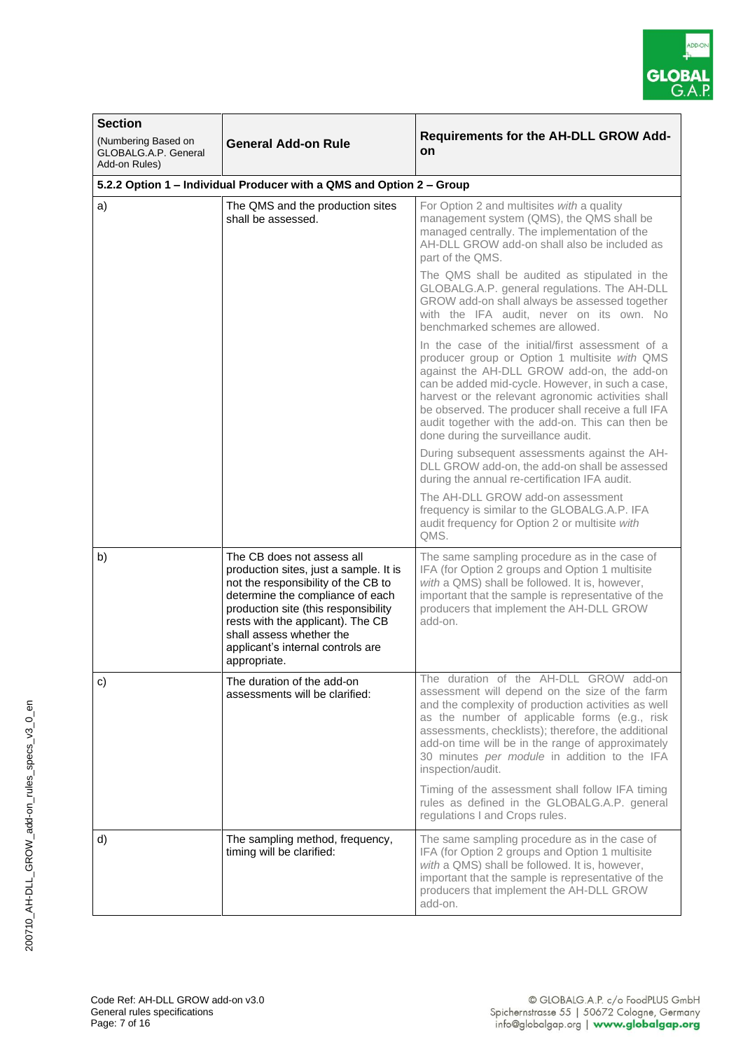| Section<br>(Numbering Based on GLOBALG.A.P. General Add-on Rules) | General Add-on Rule | Requirements for the AH-DLL GROW Add-on |
|---|---|---|
| **5.2.2 Option 1 – Individual Producer with a QMS and Option 2 – Group** | | |
| a) | The QMS and the production sites shall be assessed. | For Option 2 and multisites *with* a quality management system (QMS), the QMS shall be managed centrally. The implementation of the AH-DLL GROW add-on shall also be included as part of the QMS.<br><br>The QMS shall be audited as stipulated in the GLOBALG.A.P. general regulations. The AH-DLL GROW add-on shall always be assessed together with the IFA audit, never on its own. No benchmarked schemes are allowed.<br><br>In the case of the initial/first assessment of a producer group or Option 1 multisite *with* QMS against the AH-DLL GROW add-on, the add-on can be added mid-cycle. However, in such a case, harvest or the relevant agronomic activities shall be observed. The producer shall receive a full IFA audit together with the add-on. This can then be done during the surveillance audit.<br><br>During subsequent assessments against the AH-DLL GROW add-on, the add-on shall be assessed during the annual re-certification IFA audit.<br><br>The AH-DLL GROW add-on assessment frequency is similar to the GLOBALG.A.P. IFA audit frequency for Option 2 or multisite *with* QMS. |
| b) | The CB does not assess all production sites, just a sample. It is not the responsibility of the CB to determine the compliance of each production site (this responsibility rests with the applicant). The CB shall assess whether the applicant's internal controls are appropriate. | The same sampling procedure as in the case of IFA (for Option 2 groups and Option 1 multisite *with* a QMS) shall be followed. It is, however, important that the sample is representative of the producers that implement the AH-DLL GROW add-on. |
| c) | The duration of the add-on assessments will be clarified: | The duration of the AH-DLL GROW add-on assessment will depend on the size of the farm and the complexity of production activities as well as the number of applicable forms (e.g., risk assessments, checklists); therefore, the additional add-on time will be in the range of approximately 30 minutes *per module* in addition to the IFA inspection/audit.<br><br>Timing of the assessment shall follow IFA timing rules as defined in the GLOBALG.A.P. general regulations I and Crops rules. |
| d) | The sampling method, frequency, timing will be clarified: | The same sampling procedure as in the case of IFA (for Option 2 groups and Option 1 multisite *with* a QMS) shall be followed. It is, however, important that the sample is representative of the producers that implement the AH-DLL GROW add-on. |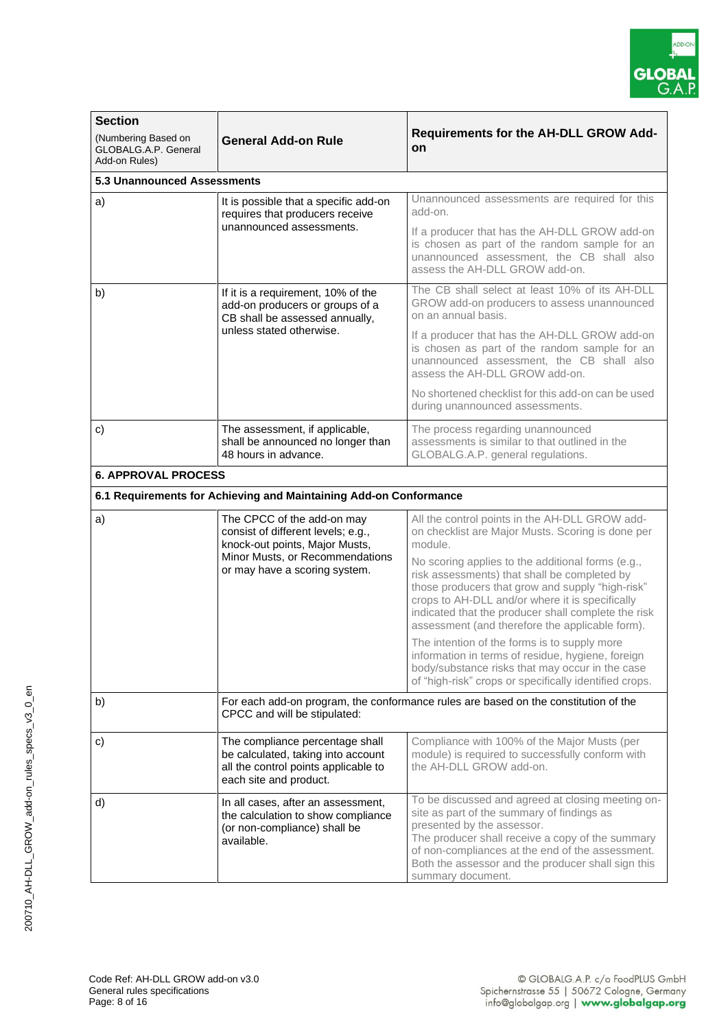| Section<br>(Numbering Based on GLOBALG.A.P. General Add-on Rules) | General Add-on Rule | Requirements for the AH-DLL GROW Add-on |
|---|---|---|
| **5.3 Unannounced Assessments** | | |
| a) | It is possible that a specific add-on requires that producers receive unannounced assessments. | Unannounced assessments are required for this add-on.<br>If a producer that has the AH-DLL GROW add-on is chosen as part of the random sample for an unannounced assessment, the CB shall also assess the AH-DLL GROW add-on. |
| b) | If it is a requirement, 10% of the add-on producers or groups of a CB shall be assessed annually, unless stated otherwise. | The CB shall select at least 10% of its AH-DLL GROW add-on producers to assess unannounced on an annual basis.<br>If a producer that has the AH-DLL GROW add-on is chosen as part of the random sample for an unannounced assessment, the CB shall also assess the AH-DLL GROW add-on.<br>No shortened checklist for this add-on can be used during unannounced assessments. |
| c) | The assessment, if applicable, shall be announced no longer than 48 hours in advance. | The process regarding unannounced assessments is similar to that outlined in the GLOBALG.A.P. general regulations. |
| **6. APPROVAL PROCESS** | | |
| **6.1 Requirements for Achieving and Maintaining Add-on Conformance** | | |
| a) | The CPCC of the add-on may consist of different levels; e.g., knock-out points, Major Musts, Minor Musts, or Recommendations or may have a scoring system. | All the control points in the AH-DLL GROW add-on checklist are Major Musts. Scoring is done per module.<br>No scoring applies to the additional forms (e.g., risk assessments) that shall be completed by those producers that grow and supply "high-risk" crops to AH-DLL and/or where it is specifically indicated that the producer shall complete the risk assessment (and therefore the applicable form).<br>The intention of the forms is to supply more information in terms of residue, hygiene, foreign body/substance risks that may occur in the case of "high-risk" crops or specifically identified crops. |
| b) | For each add-on program, the conformance rules are based on the constitution of the CPCC and will be stipulated: | |
| c) | The compliance percentage shall be calculated, taking into account all the control points applicable to each site and product. | Compliance with 100% of the Major Musts (per module) is required to successfully conform with the AH-DLL GROW add-on. |
| d) | In all cases, after an assessment, the calculation to show compliance (or non-compliance) shall be available. | To be discussed and agreed at closing meeting on-site as part of the summary of findings as presented by the assessor.<br>The producer shall receive a copy of the summary of non-compliances at the end of the assessment. Both the assessor and the producer shall sign this summary document. |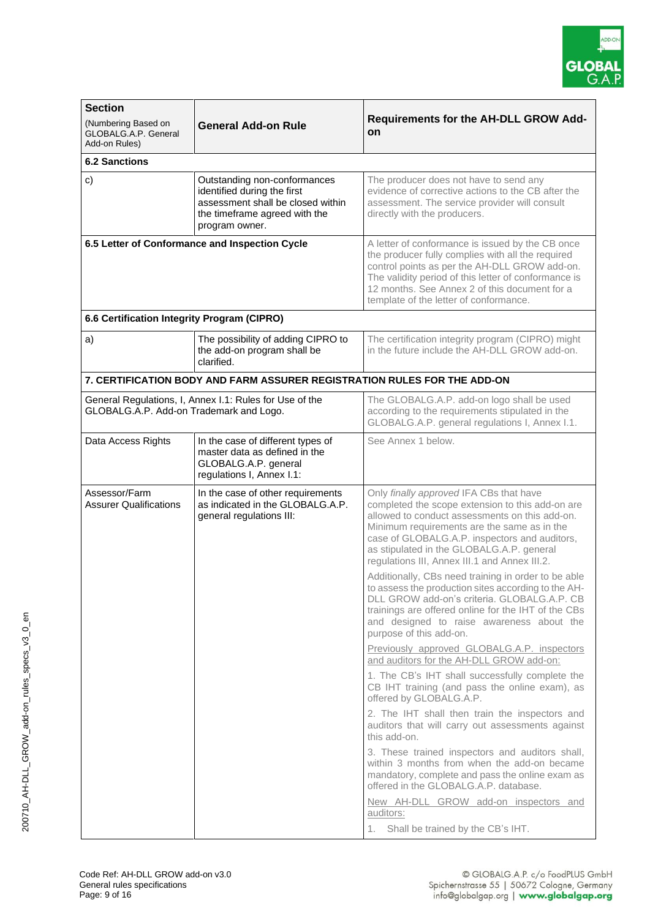| **Section** (Numbering Based on GLOBALG.A.P. General Add-on Rules) | **General Add-on Rule** | **Requirements for the AH-DLL GROW Add-on** |
|---|---|---|
| **6.2 Sanctions** | | |
| c) | Outstanding non-conformances identified during the first assessment shall be closed within the timeframe agreed with the program owner. | The producer does not have to send any evidence of corrective actions to the CB after the assessment. The service provider will consult directly with the producers. |
| **6.5 Letter of Conformance and Inspection Cycle** | | A letter of conformance is issued by the CB once the producer fully complies with all the required control points as per the AH-DLL GROW add-on. The validity period of this letter of conformance is 12 months. See Annex 2 of this document for a template of the letter of conformance. |
| **6.6 Certification Integrity Program (CIPRO)** | | |
| a) | The possibility of adding CIPRO to the add-on program shall be clarified. | The certification integrity program (CIPRO) might in the future include the AH-DLL GROW add-on. |
| **7. CERTIFICATION BODY AND FARM ASSURER REGISTRATION RULES FOR THE ADD-ON** | | |
| General Regulations, I, Annex I.1: Rules for Use of the GLOBALG.A.P. Add-on Trademark and Logo. | | The GLOBALG.A.P. add-on logo shall be used according to the requirements stipulated in the GLOBALG.A.P. general regulations I, Annex I.1. |
| Data Access Rights | In the case of different types of master data as defined in the GLOBALG.A.P. general regulations I, Annex I.1: | See Annex 1 below. |
| Assessor/Farm Assurer Qualifications | In the case of other requirements as indicated in the GLOBALG.A.P. general regulations III: | Only *finally approved* IFA CBs that have completed the scope extension to this add-on are allowed to conduct assessments on this add-on. Minimum requirements are the same as in the case of GLOBALG.A.P. inspectors and auditors, as stipulated in the GLOBALG.A.P. general regulations III, Annex III.1 and Annex III.2.<br><br>Additionally, CBs need training in order to be able to assess the production sites according to the AH-DLL GROW add-on's criteria. GLOBALG.A.P. CB trainings are offered online for the IHT of the CBs and designed to raise awareness about the purpose of this add-on.<br><br><u>Previously approved GLOBALG.A.P. inspectors and auditors for the AH-DLL GROW add-on:</u><br><br>1. The CB's IHT shall successfully complete the CB IHT training (and pass the online exam), as offered by GLOBALG.A.P.<br><br>2. The IHT shall then train the inspectors and auditors that will carry out assessments against this add-on.<br><br>3. These trained inspectors and auditors shall, within 3 months from when the add-on became mandatory, complete and pass the online exam as offered in the GLOBALG.A.P. database.<br><br><u>New AH-DLL GROW add-on inspectors and auditors:</u><br><br>1. Shall be trained by the CB's IHT. |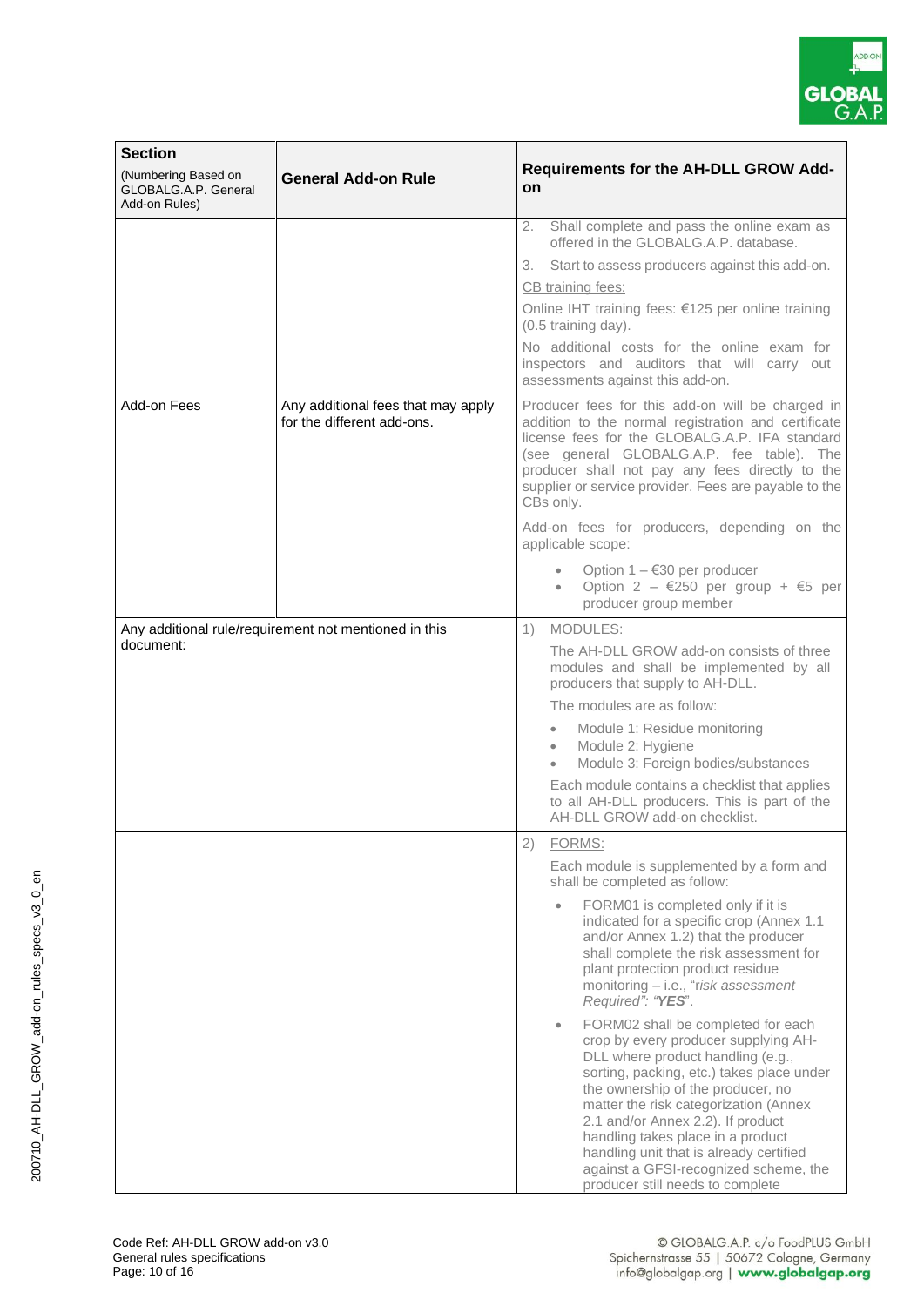| Section (Numbering Based on GLOBALG.A.P. General Add-on Rules) | General Add-on Rule | Requirements for the AH-DLL GROW Add-on |
|---|---|---|
| | | 2. Shall complete and pass the online exam as offered in the GLOBALG.A.P. database.<br>3. Start to assess producers against this add-on.<br>CB training fees:<br>Online IHT training fees: €125 per online training (0.5 training day).<br>No additional costs for the online exam for inspectors and auditors that will carry out assessments against this add-on. |
| Add-on Fees | Any additional fees that may apply for the different add-ons. | Producer fees for this add-on will be charged in addition to the normal registration and certificate license fees for the GLOBALG.A.P. IFA standard (see general GLOBALG.A.P. fee table). The producer shall not pay any fees directly to the supplier or service provider. Fees are payable to the CBs only.<br>Add-on fees for producers, depending on the applicable scope:<br>• Option 1 – €30 per producer<br>• Option 2 – €250 per group + €5 per producer group member |
| Any additional rule/requirement not mentioned in this document: | | 1) MODULES:<br>The AH-DLL GROW add-on consists of three modules and shall be implemented by all producers that supply to AH-DLL.<br>The modules are as follow:<br>• Module 1: Residue monitoring<br>• Module 2: Hygiene<br>• Module 3: Foreign bodies/substances<br>Each module contains a checklist that applies to all AH-DLL producers. This is part of the AH-DLL GROW add-on checklist. |
| | | 2) FORMS:<br>Each module is supplemented by a form and shall be completed as follow:<br>• FORM01 is completed only if it is indicated for a specific crop (Annex 1.1 and/or Annex 1.2) that the producer shall complete the risk assessment for plant protection product residue monitoring – i.e., "*risk assessment Required*": "***YES***".<br>• FORM02 shall be completed for each crop by every producer supplying AH-DLL where product handling (e.g., sorting, packing, etc.) takes place under the ownership of the producer, no matter the risk categorization (Annex 2.1 and/or Annex 2.2). If product handling takes place in a product handling unit that is already certified against a GFSI-recognized scheme, the producer still needs to complete |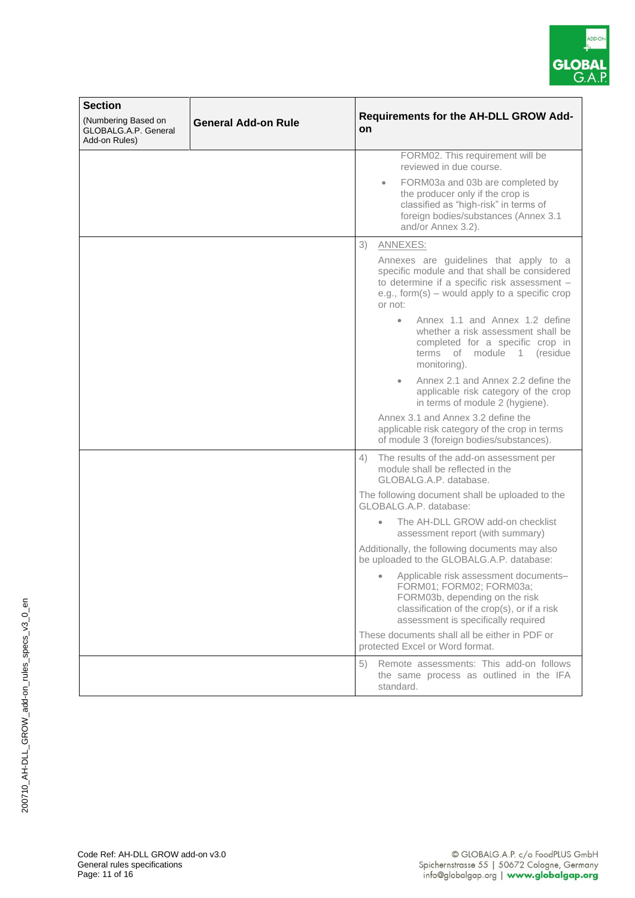| Section (Numbering Based on GLOBALG.A.P. General Add-on Rules) | General Add-on Rule | Requirements for the AH-DLL GROW Add-on |
|---|---|---|
| | | FORM02. This requirement will be reviewed in due course.<br>• FORM03a and 03b are completed by the producer only if the crop is classified as "high-risk" in terms of foreign bodies/substances (Annex 3.1 and/or Annex 3.2). |
| | | 3) ANNEXES:<br>Annexes are guidelines that apply to a specific module and that shall be considered to determine if a specific risk assessment – e.g., form(s) – would apply to a specific crop or not:<br>• Annex 1.1 and Annex 1.2 define whether a risk assessment shall be completed for a specific crop in terms of module 1 (residue monitoring).<br>• Annex 2.1 and Annex 2.2 define the applicable risk category of the crop in terms of module 2 (hygiene).<br>Annex 3.1 and Annex 3.2 define the applicable risk category of the crop in terms of module 3 (foreign bodies/substances). |
| | | 4) The results of the add-on assessment per module shall be reflected in the GLOBALG.A.P. database.<br>The following document shall be uploaded to the GLOBALG.A.P. database:<br>• The AH-DLL GROW add-on checklist assessment report (with summary)<br>Additionally, the following documents may also be uploaded to the GLOBALG.A.P. database:<br>• Applicable risk assessment documents– FORM01; FORM02; FORM03a; FORM03b, depending on the risk classification of the crop(s), or if a risk assessment is specifically required<br>These documents shall all be either in PDF or protected Excel or Word format. |
| | | 5) Remote assessments: This add-on follows the same process as outlined in the IFA standard. |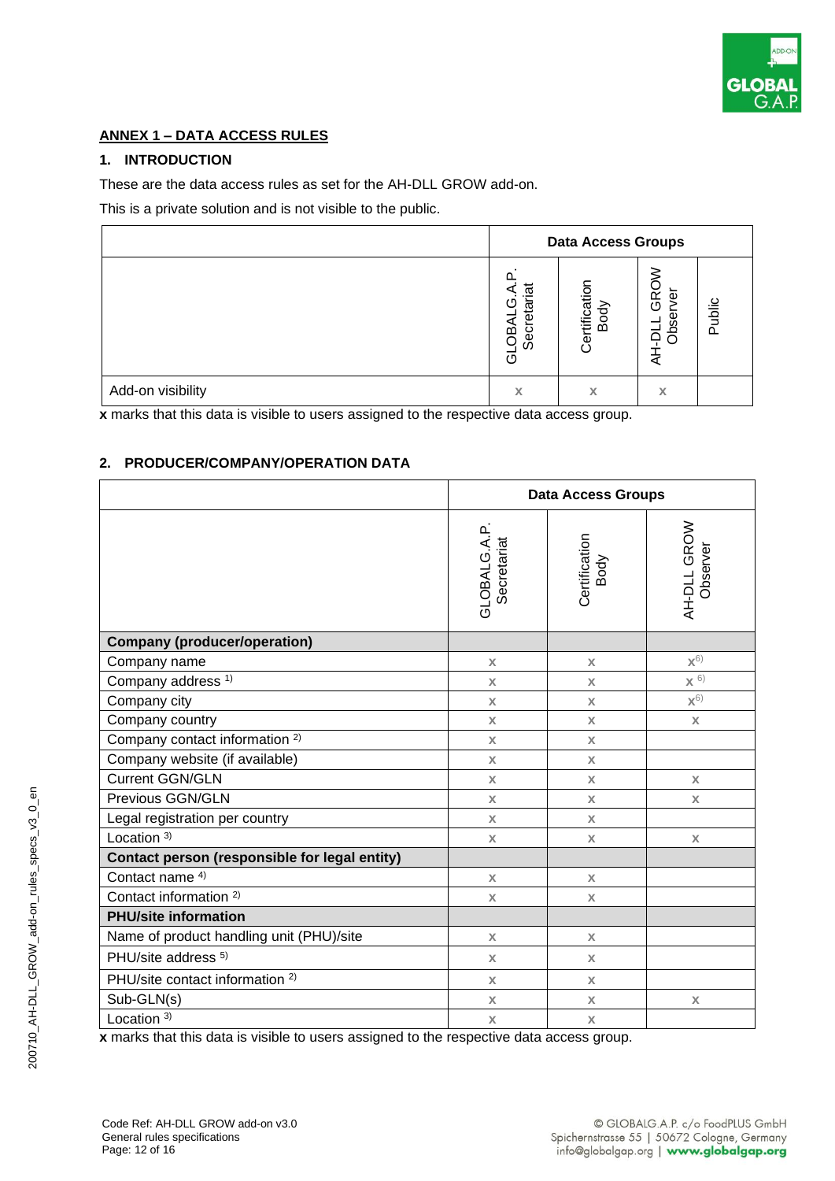## ANNEX 1 – DATA ACCESS RULES

### 1. INTRODUCTION

These are the data access rules as set for the AH-DLL GROW add-on.

This is a private solution and is not visible to the public.

| | Data Access Groups | | | |
|---|---|---|---|---|
| | GLOBALG.A.P. Secretariat | Certification Body | AH-DLL GROW Observer | Public |
| Add-on visibility | x | x | x | |

**x** marks that this data is visible to users assigned to the respective data access group.

### 2. PRODUCER/COMPANY/OPERATION DATA

| | Data Access Groups | | |
|---|---|---|---|
| | GLOBALG.A.P. Secretariat | Certification Body | AH-DLL GROW Observer |
| **Company (producer/operation)** | | | |
| Company name | x | x | x [6] |
| Company address [1] | x | x | x [6] |
| Company city | x | x | x [6] |
| Company country | x | x | x |
| Company contact information [2] | x | x | |
| Company website (if available) | x | x | |
| Current GGN/GLN | x | x | x |
| Previous GGN/GLN | x | x | x |
| Legal registration per country | x | x | |
| Location [3] | x | x | x |
| **Contact person (responsible for legal entity)** | | | |
| Contact name [4] | x | x | |
| Contact information [2] | x | x | |
| **PHU/site information** | | | |
| Name of product handling unit (PHU)/site | x | x | |
| PHU/site address [5] | x | x | |
| PHU/site contact information [2] | x | x | |
| Sub-GLN(s) | x | x | x |
| Location [3] | x | x | |

**x** marks that this data is visible to users assigned to the respective data access group.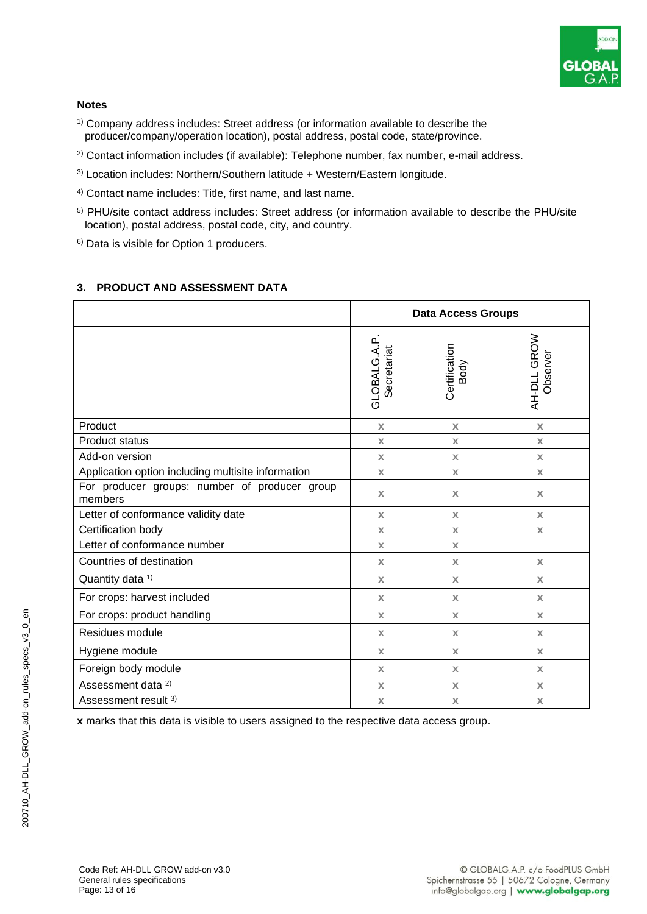**Notes**

[1] Company address includes: Street address (or information available to describe the producer/company/operation location), postal address, postal code, state/province.

[2] Contact information includes (if available): Telephone number, fax number, e-mail address.

[3] Location includes: Northern/Southern latitude + Western/Eastern longitude.

[4] Contact name includes: Title, first name, and last name.

[5] PHU/site contact address includes: Street address (or information available to describe the PHU/site location), postal address, postal code, city, and country.

[6] Data is visible for Option 1 producers.

## 3. PRODUCT AND ASSESSMENT DATA

| | Data Access Groups | | |
|---|---|---|---|
| | GLOBALG.A.P. Secretariat | Certification Body | AH-DLL GROW Observer |
| Product | x | x | x |
| Product status | x | x | x |
| Add-on version | x | x | x |
| Application option including multisite information | x | x | x |
| For producer groups: number of producer group members | x | x | x |
| Letter of conformance validity date | x | x | x |
| Certification body | x | x | x |
| Letter of conformance number | x | x | |
| Countries of destination | x | x | x |
| Quantity data [1] | x | x | x |
| For crops: harvest included | x | x | x |
| For crops: product handling | x | x | x |
| Residues module | x | x | x |
| Hygiene module | x | x | x |
| Foreign body module | x | x | x |
| Assessment data [2] | x | x | x |
| Assessment result [3] | x | x | x |

**x** marks that this data is visible to users assigned to the respective data access group.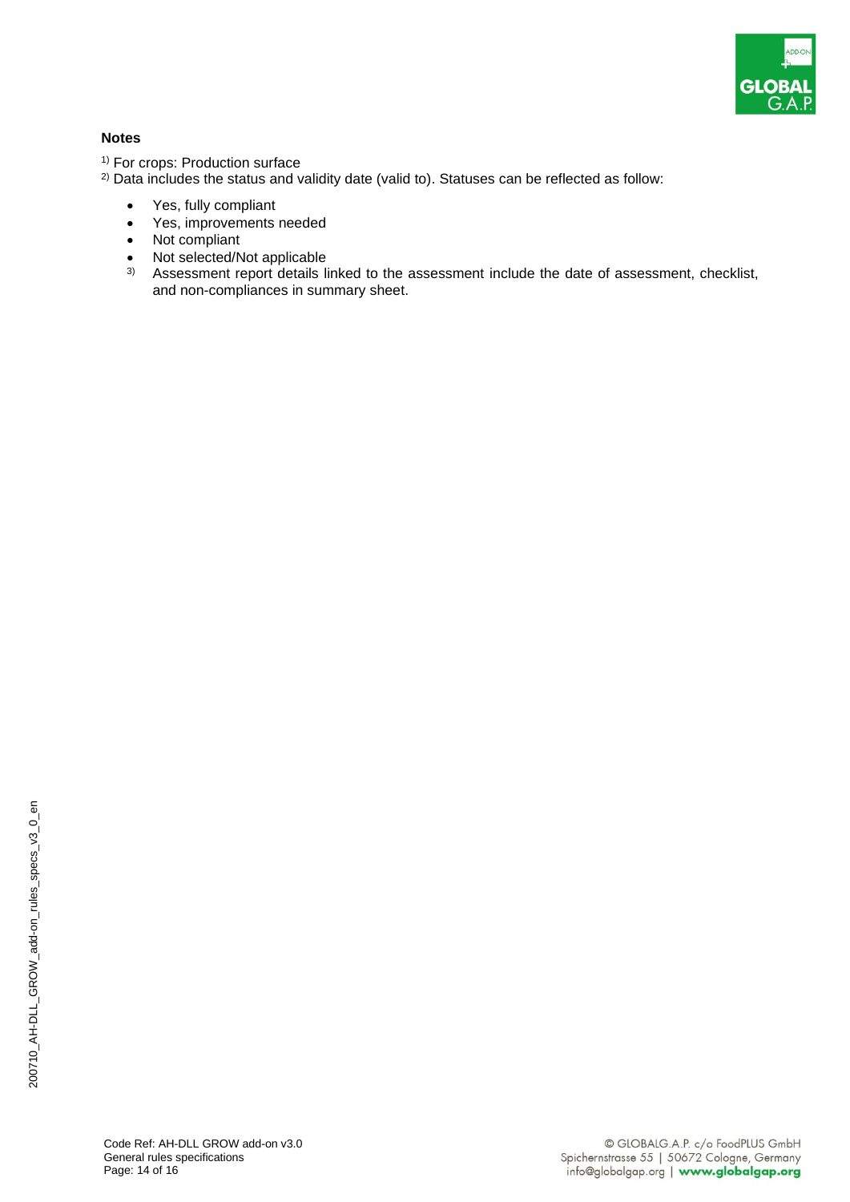**Notes**

[1] For crops: Production surface

[2] Data includes the status and validity date (valid to). Statuses can be reflected as follow:

- Yes, fully compliant
- Yes, improvements needed
- Not compliant
- Not selected/Not applicable

[3] Assessment report details linked to the assessment include the date of assessment, checklist, and non-compliances in summary sheet.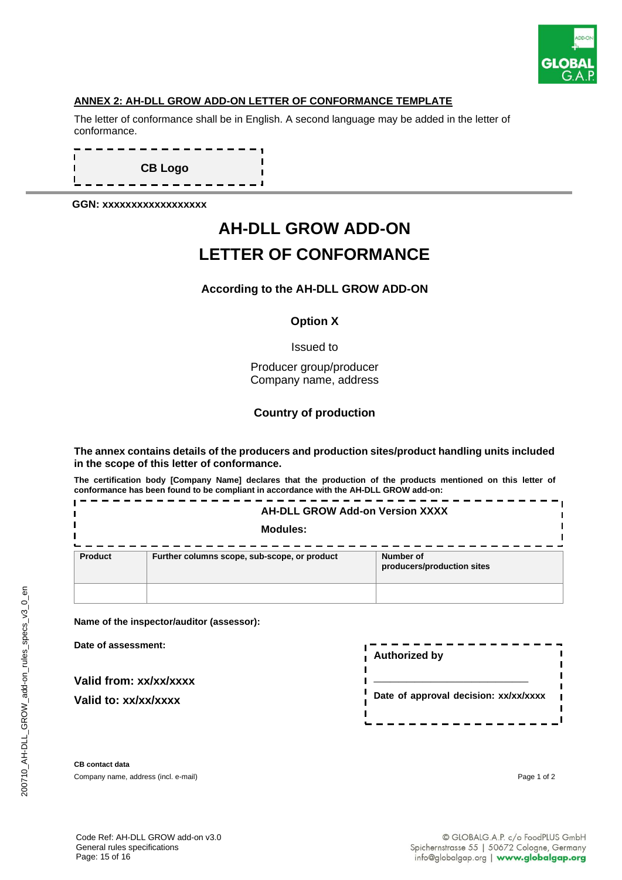## ANNEX 2: AH-DLL GROW ADD-ON LETTER OF CONFORMANCE TEMPLATE

The letter of conformance shall be in English. A second language may be added in the letter of conformance.

**CB Logo**

**GGN: xxxxxxxxxxxxxxxxx**

# AH-DLL GROW ADD-ON
# LETTER OF CONFORMANCE

**According to the AH-DLL GROW ADD-ON**

**Option X**

Issued to

Producer group/producer
Company name, address

**Country of production**

**The annex contains details of the producers and production sites/product handling units included in the scope of this letter of conformance.**

**The certification body [Company Name] declares that the production of the products mentioned on this letter of conformance has been found to be compliant in accordance with the AH-DLL GROW add-on:**

**AH-DLL GROW Add-on Version XXXX**

**Modules:**

| Product | Further columns scope, sub-scope, or product | Number of producers/production sites |
|---|---|---|
| | | |

**Name of the inspector/auditor (assessor):**

**Date of assessment:**

**Valid from: xx/xx/xxxx**

**Valid to: xx/xx/xxxx**

**Authorized by**

\_\_\_\_\_\_\_\_\_\_\_\_\_\_\_\_\_\_\_\_\_\_\_\_\_\_

**Date of approval decision: xx/xx/xxxx**

**CB contact data**

Company name, address (incl. e-mail)

Page 1 of 2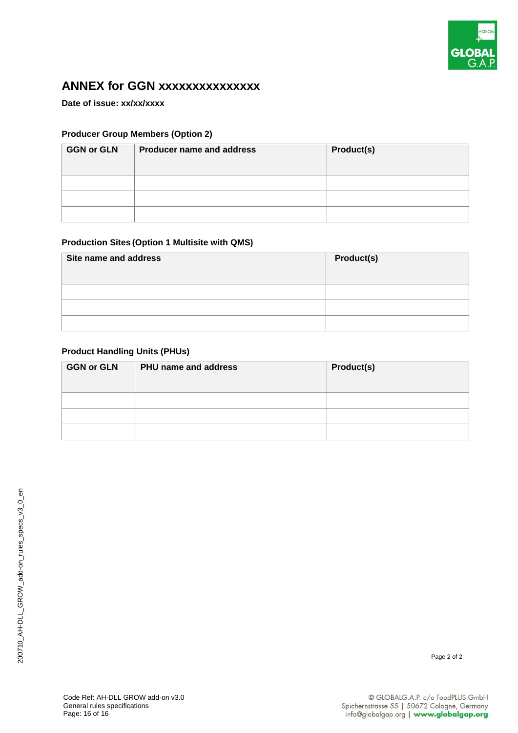## ANNEX for GGN xxxxxxxxxxxxxxx

**Date of issue: xx/xx/xxxx**

### Producer Group Members (Option 2)

| GGN or GLN | Producer name and address | Product(s) |
|---|---|---|
| | | |
| | | |
| | | |

### Production Sites (Option 1 Multisite with QMS)

| Site name and address | Product(s) |
|---|---|
| | |
| | |
| | |

### Product Handling Units (PHUs)

| GGN or GLN | PHU name and address | Product(s) |
|---|---|---|
| | | |
| | | |
| | | |